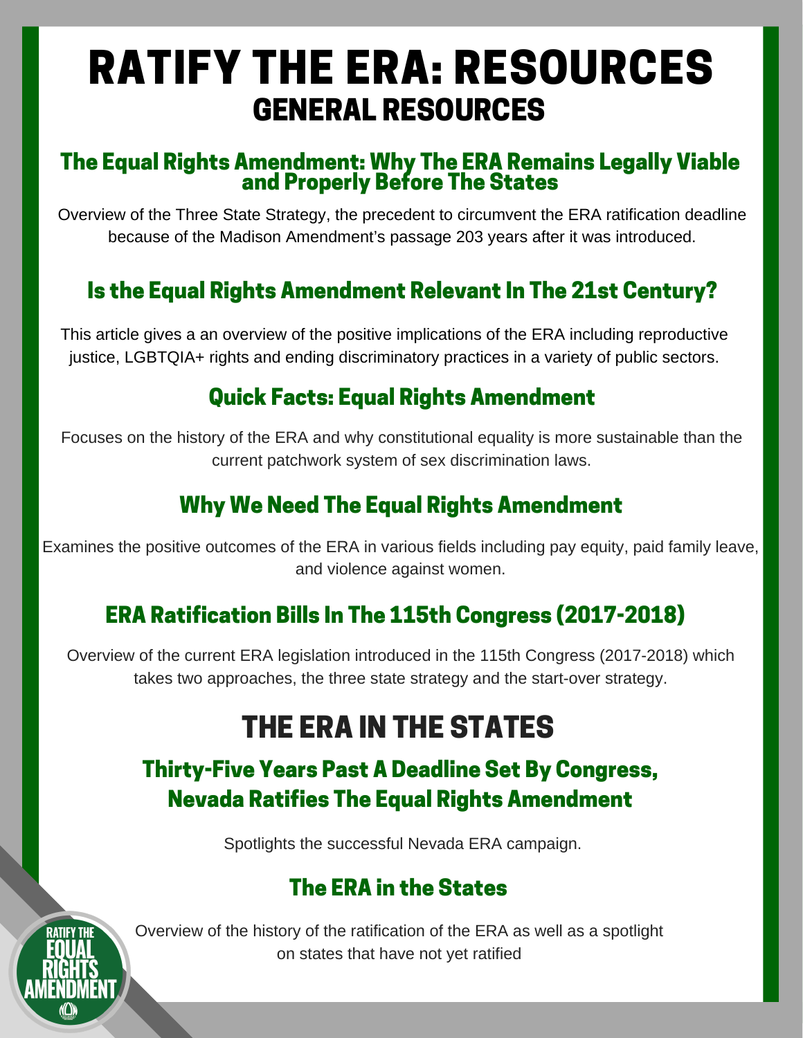# RATIFY THE ERA: RESOURCES

## GENERAL RESOURCES

### The Equal Rights Amendment: Why The ERA Remains Legally Viable and Properly Before The States

Overview of the Three State Strategy, the precedent to circumvent the ERA ratification deadline because of the Madison Amendment's passage 203 years after it was introduced.

### Is the Equal Rights Amendment Relevant In The 21st Century?

This article gives a an overview of the positive implications of the ERA including reproductive justice, LGBTQIA+ rights and ending discriminatory practices in a variety of public sectors.

### Quick Facts: Equal Rights Amendment

Focuses on the history of the ERA and why constitutional equality is more sustainable than the current patchwork system of sex discrimination laws.

### Why We Need The Equal Rights Amendment

Examines the positive outcomes of the ERA in various fields including pay equity, paid family leave, and violence against women.

### ERA Ratification Bills In The 115th Congress (2017-2018)

Overview of the current ERA legislation introduced in the 115th Congress (2017-2018) which takes two approaches, the three state strategy and the start-over strategy.

## THE ERA IN THE STATES

### Thirty-Five Years Past A Deadline Set By Congress, Nevada Ratifies The Equal Rights Amendment

Spotlights the successful Nevada ERA campaign.

### The ERA in the States

Overview of the history of the ratification of the ERA as well as a spotlight on states that have not yet ratified

RATIFY THE EQUAL RIGHTS AMENDMENT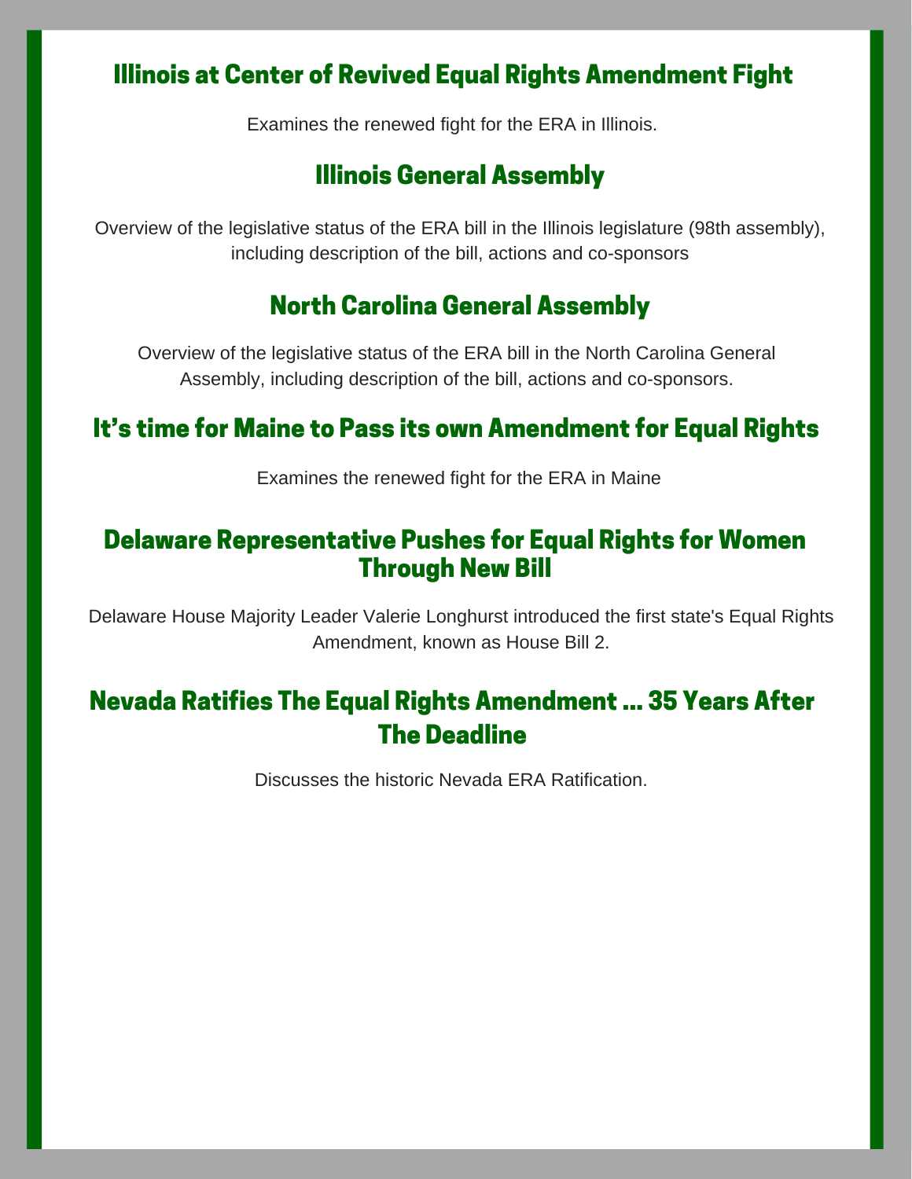## Illinois at Center of Revived Equal Rights Amendment Fight

Examines the renewed fight for the ERA in Illinois.

## Illinois General Assembly

Overview of the legislative status of the ERA bill in the Illinois legislature (98th assembly), including description of the bill, actions and co-sponsors

## North Carolina General Assembly

Overview of the legislative status of the ERA bill in the North Carolina General Assembly, including description of the bill, actions and co-sponsors.

## It's time for Maine to Pass its own Amendment for Equal Rights

Examines the renewed fight for the ERA in Maine

## Delaware Representative Pushes for Equal Rights for Women Through New Bill

Delaware House Majority Leader Valerie Longhurst introduced the first state's Equal Rights Amendment, known as House Bill 2.

## Nevada Ratifies The Equal Rights Amendment ... 35 Years After The Deadline

Discusses the historic Nevada ERA Ratification.